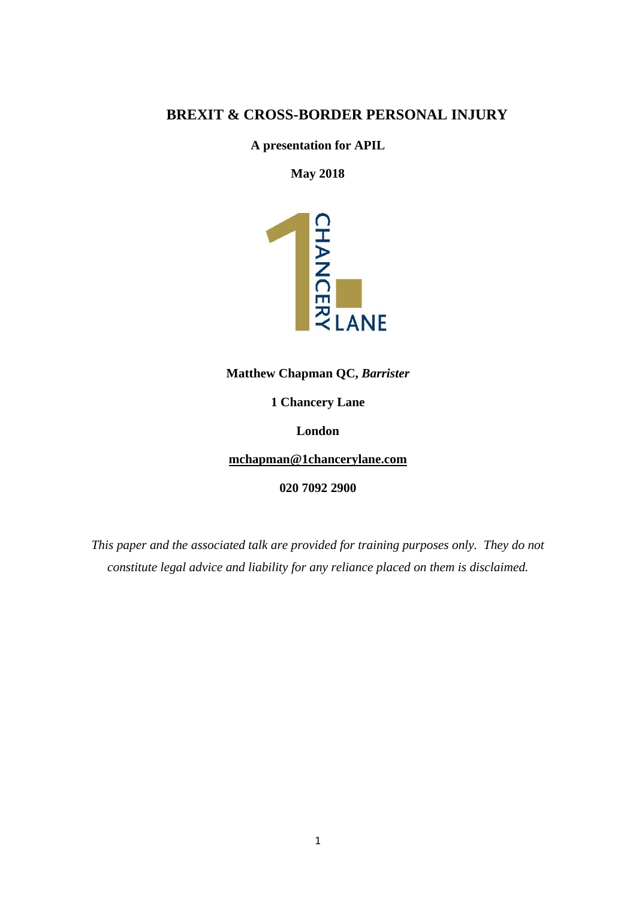# BREXIT & CROSS-BORDER PERSONAL INJURY

**A presentation for APIL**

**May 2018**

**Matthew Chapman QC,** ***Barrister***

**1 Chancery Lane**

**London**

**mchapman@1chancerylane.com**

**020 7092 2900**

*This paper and the associated talk are provided for training purposes only. They do not constitute legal advice and liability for any reliance placed on them is disclaimed.*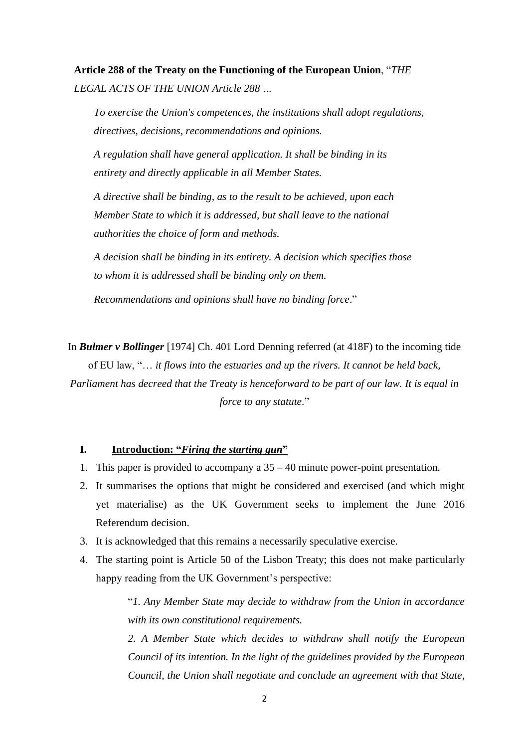**Article 288 of the Treaty on the Functioning of the European Union**, "*THE LEGAL ACTS OF THE UNION Article 288 …*

> *To exercise the Union's competences, the institutions shall adopt regulations, directives, decisions, recommendations and opinions.*
>
> *A regulation shall have general application. It shall be binding in its entirety and directly applicable in all Member States.*
>
> *A directive shall be binding, as to the result to be achieved, upon each Member State to which it is addressed, but shall leave to the national authorities the choice of form and methods.*
>
> *A decision shall be binding in its entirety. A decision which specifies those to whom it is addressed shall be binding only on them.*
>
> *Recommendations and opinions shall have no binding force*."

In ***Bulmer v Bollinger*** [1974] Ch. 401 Lord Denning referred (at 418F) to the incoming tide of EU law, "… *it flows into the estuaries and up the rivers. It cannot be held back, Parliament has decreed that the Treaty is henceforward to be part of our law. It is equal in force to any statute*."

## I. Introduction: "*Firing the starting gun*"

1. This paper is provided to accompany a 35 – 40 minute power-point presentation.
2. It summarises the options that might be considered and exercised (and which might yet materialise) as the UK Government seeks to implement the June 2016 Referendum decision.
3. It is acknowledged that this remains a necessarily speculative exercise.
4. The starting point is Article 50 of the Lisbon Treaty; this does not make particularly happy reading from the UK Government's perspective:

> "*1. Any Member State may decide to withdraw from the Union in accordance with its own constitutional requirements.*
>
> *2. A Member State which decides to withdraw shall notify the European Council of its intention. In the light of the guidelines provided by the European Council, the Union shall negotiate and conclude an agreement with that State,*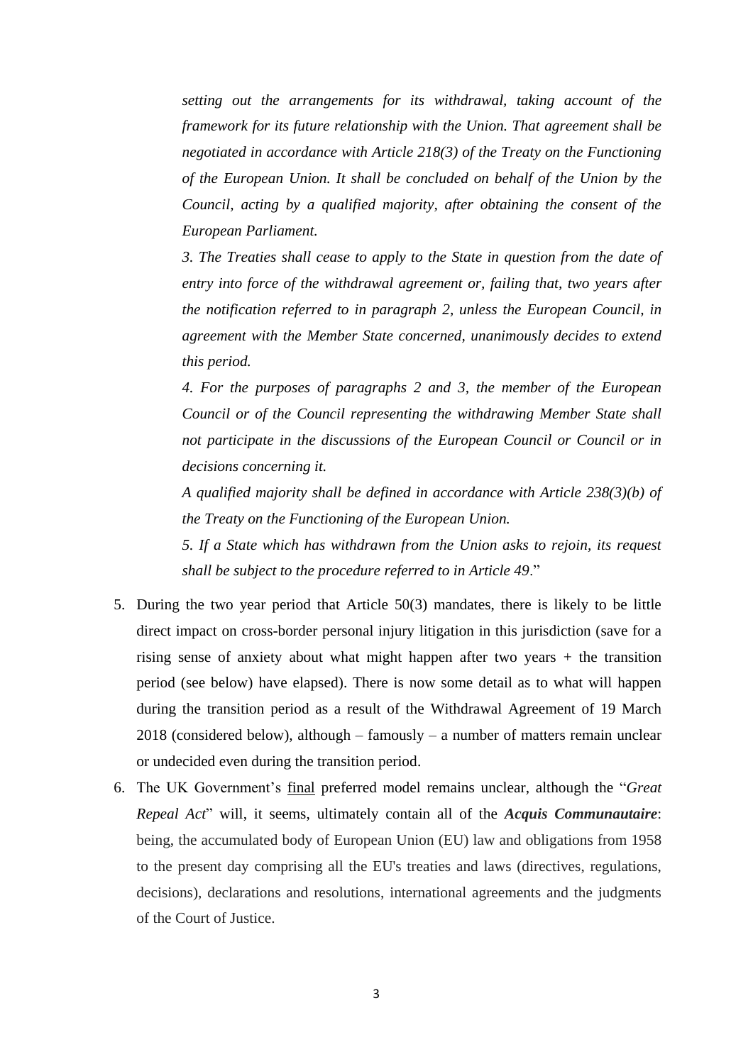*setting out the arrangements for its withdrawal, taking account of the framework for its future relationship with the Union. That agreement shall be negotiated in accordance with Article 218(3) of the Treaty on the Functioning of the European Union. It shall be concluded on behalf of the Union by the Council, acting by a qualified majority, after obtaining the consent of the European Parliament.*

*3. The Treaties shall cease to apply to the State in question from the date of entry into force of the withdrawal agreement or, failing that, two years after the notification referred to in paragraph 2, unless the European Council, in agreement with the Member State concerned, unanimously decides to extend this period.*

*4. For the purposes of paragraphs 2 and 3, the member of the European Council or of the Council representing the withdrawing Member State shall not participate in the discussions of the European Council or Council or in decisions concerning it.*

*A qualified majority shall be defined in accordance with Article 238(3)(b) of the Treaty on the Functioning of the European Union.*

*5. If a State which has withdrawn from the Union asks to rejoin, its request shall be subject to the procedure referred to in Article 49*."

5. During the two year period that Article 50(3) mandates, there is likely to be little direct impact on cross-border personal injury litigation in this jurisdiction (save for a rising sense of anxiety about what might happen after two years + the transition period (see below) have elapsed). There is now some detail as to what will happen during the transition period as a result of the Withdrawal Agreement of 19 March 2018 (considered below), although – famously – a number of matters remain unclear or undecided even during the transition period.

6. The UK Government's final preferred model remains unclear, although the "*Great Repeal Act*" will, it seems, ultimately contain all of the ***Acquis Communautaire***: being, the accumulated body of European Union (EU) law and obligations from 1958 to the present day comprising all the EU's treaties and laws (directives, regulations, decisions), declarations and resolutions, international agreements and the judgments of the Court of Justice.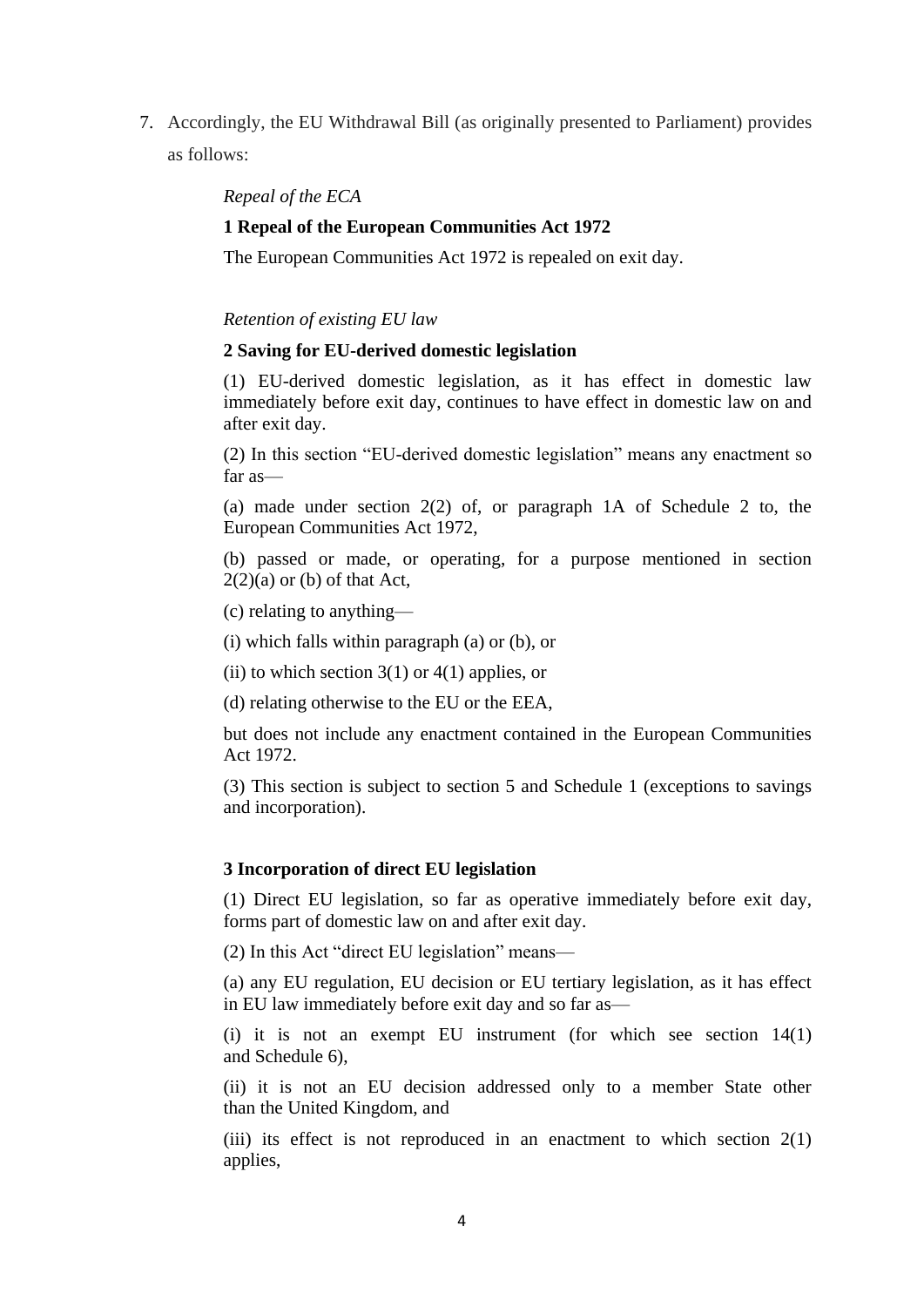7. Accordingly, the EU Withdrawal Bill (as originally presented to Parliament) provides as follows:

> *Repeal of the ECA*
>
> **1 Repeal of the European Communities Act 1972**
>
> The European Communities Act 1972 is repealed on exit day.
>
> *Retention of existing EU law*
>
> **2 Saving for EU-derived domestic legislation**
>
> (1) EU-derived domestic legislation, as it has effect in domestic law immediately before exit day, continues to have effect in domestic law on and after exit day.
>
> (2) In this section "EU-derived domestic legislation" means any enactment so far as—
>
> (a) made under section 2(2) of, or paragraph 1A of Schedule 2 to, the European Communities Act 1972,
>
> (b) passed or made, or operating, for a purpose mentioned in section 2(2)(a) or (b) of that Act,
>
> (c) relating to anything—
>
> (i) which falls within paragraph (a) or (b), or
>
> (ii) to which section 3(1) or 4(1) applies, or
>
> (d) relating otherwise to the EU or the EEA,
>
> but does not include any enactment contained in the European Communities Act 1972.
>
> (3) This section is subject to section 5 and Schedule 1 (exceptions to savings and incorporation).
>
> **3 Incorporation of direct EU legislation**
>
> (1) Direct EU legislation, so far as operative immediately before exit day, forms part of domestic law on and after exit day.
>
> (2) In this Act "direct EU legislation" means—
>
> (a) any EU regulation, EU decision or EU tertiary legislation, as it has effect in EU law immediately before exit day and so far as—
>
> (i) it is not an exempt EU instrument (for which see section 14(1) and Schedule 6),
>
> (ii) it is not an EU decision addressed only to a member State other than the United Kingdom, and
>
> (iii) its effect is not reproduced in an enactment to which section 2(1) applies,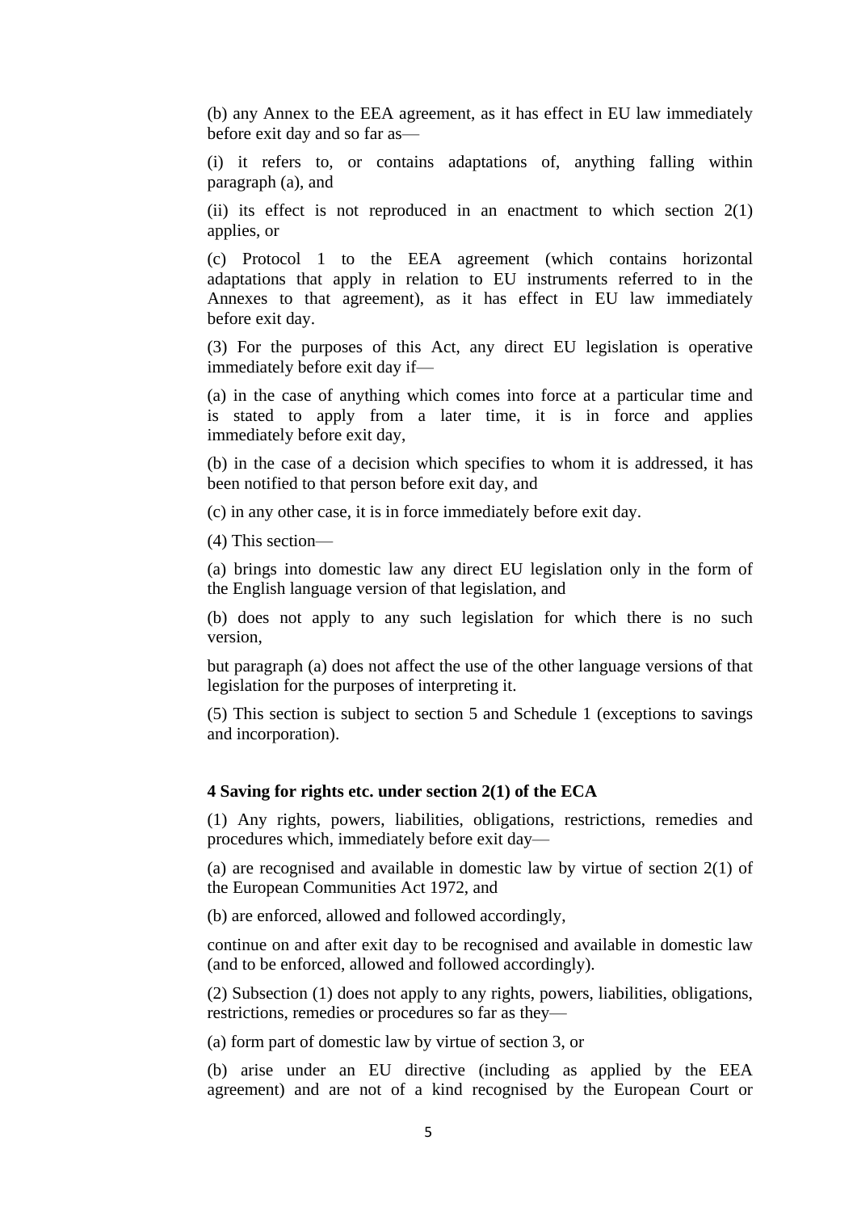(b) any Annex to the EEA agreement, as it has effect in EU law immediately before exit day and so far as—

(i) it refers to, or contains adaptations of, anything falling within paragraph (a), and

(ii) its effect is not reproduced in an enactment to which section 2(1) applies, or

(c) Protocol 1 to the EEA agreement (which contains horizontal adaptations that apply in relation to EU instruments referred to in the Annexes to that agreement), as it has effect in EU law immediately before exit day.

(3) For the purposes of this Act, any direct EU legislation is operative immediately before exit day if—

(a) in the case of anything which comes into force at a particular time and is stated to apply from a later time, it is in force and applies immediately before exit day,

(b) in the case of a decision which specifies to whom it is addressed, it has been notified to that person before exit day, and

(c) in any other case, it is in force immediately before exit day.

(4) This section—

(a) brings into domestic law any direct EU legislation only in the form of the English language version of that legislation, and

(b) does not apply to any such legislation for which there is no such version,

but paragraph (a) does not affect the use of the other language versions of that legislation for the purposes of interpreting it.

(5) This section is subject to section 5 and Schedule 1 (exceptions to savings and incorporation).

**4 Saving for rights etc. under section 2(1) of the ECA**

(1) Any rights, powers, liabilities, obligations, restrictions, remedies and procedures which, immediately before exit day—

(a) are recognised and available in domestic law by virtue of section 2(1) of the European Communities Act 1972, and

(b) are enforced, allowed and followed accordingly,

continue on and after exit day to be recognised and available in domestic law (and to be enforced, allowed and followed accordingly).

(2) Subsection (1) does not apply to any rights, powers, liabilities, obligations, restrictions, remedies or procedures so far as they—

(a) form part of domestic law by virtue of section 3, or

(b) arise under an EU directive (including as applied by the EEA agreement) and are not of a kind recognised by the European Court or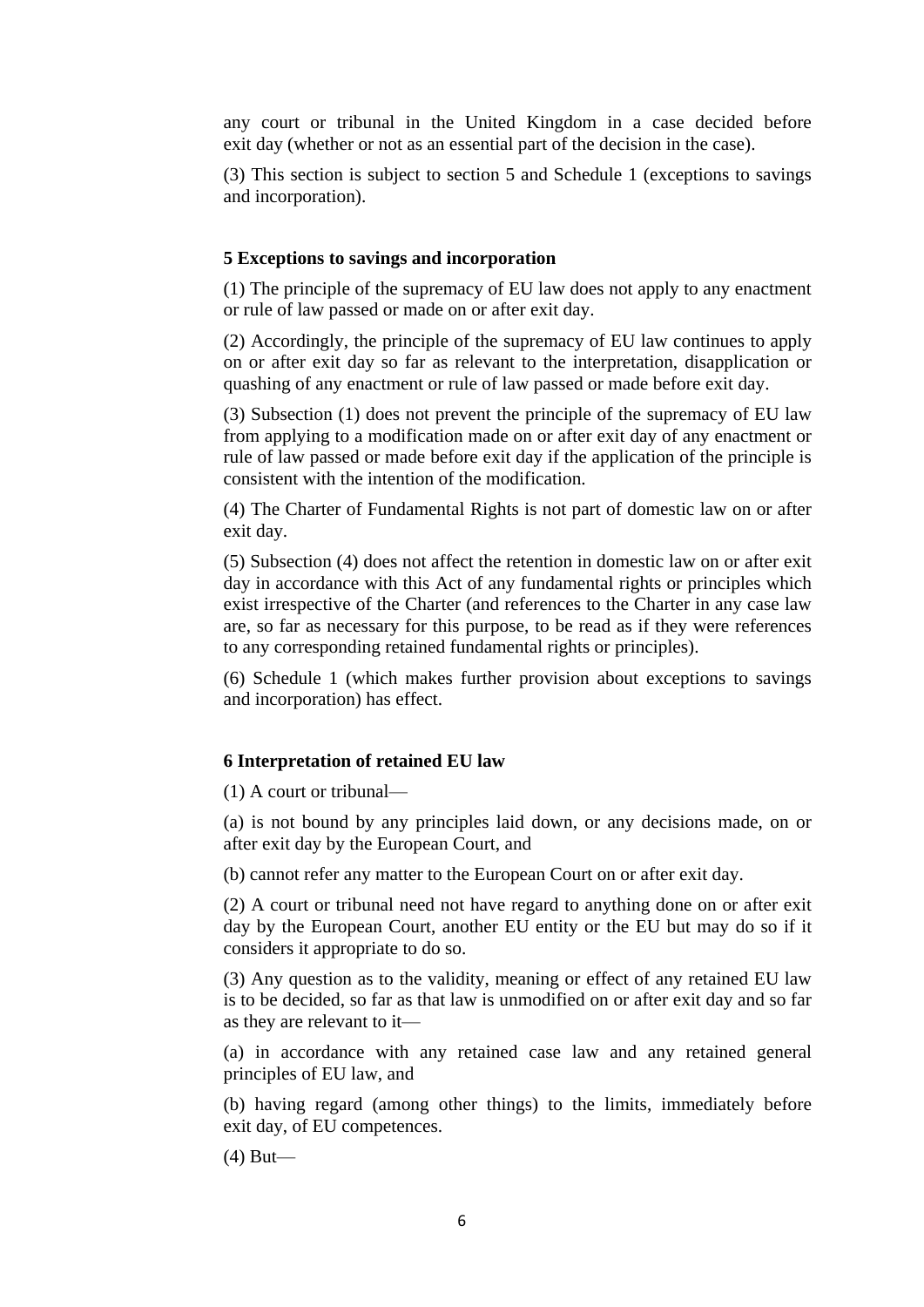any court or tribunal in the United Kingdom in a case decided before exit day (whether or not as an essential part of the decision in the case).

(3) This section is subject to section 5 and Schedule 1 (exceptions to savings and incorporation).

**5 Exceptions to savings and incorporation**

(1) The principle of the supremacy of EU law does not apply to any enactment or rule of law passed or made on or after exit day.

(2) Accordingly, the principle of the supremacy of EU law continues to apply on or after exit day so far as relevant to the interpretation, disapplication or quashing of any enactment or rule of law passed or made before exit day.

(3) Subsection (1) does not prevent the principle of the supremacy of EU law from applying to a modification made on or after exit day of any enactment or rule of law passed or made before exit day if the application of the principle is consistent with the intention of the modification.

(4) The Charter of Fundamental Rights is not part of domestic law on or after exit day.

(5) Subsection (4) does not affect the retention in domestic law on or after exit day in accordance with this Act of any fundamental rights or principles which exist irrespective of the Charter (and references to the Charter in any case law are, so far as necessary for this purpose, to be read as if they were references to any corresponding retained fundamental rights or principles).

(6) Schedule 1 (which makes further provision about exceptions to savings and incorporation) has effect.

**6 Interpretation of retained EU law**

(1) A court or tribunal—

(a) is not bound by any principles laid down, or any decisions made, on or after exit day by the European Court, and

(b) cannot refer any matter to the European Court on or after exit day.

(2) A court or tribunal need not have regard to anything done on or after exit day by the European Court, another EU entity or the EU but may do so if it considers it appropriate to do so.

(3) Any question as to the validity, meaning or effect of any retained EU law is to be decided, so far as that law is unmodified on or after exit day and so far as they are relevant to it—

(a) in accordance with any retained case law and any retained general principles of EU law, and

(b) having regard (among other things) to the limits, immediately before exit day, of EU competences.

(4) But—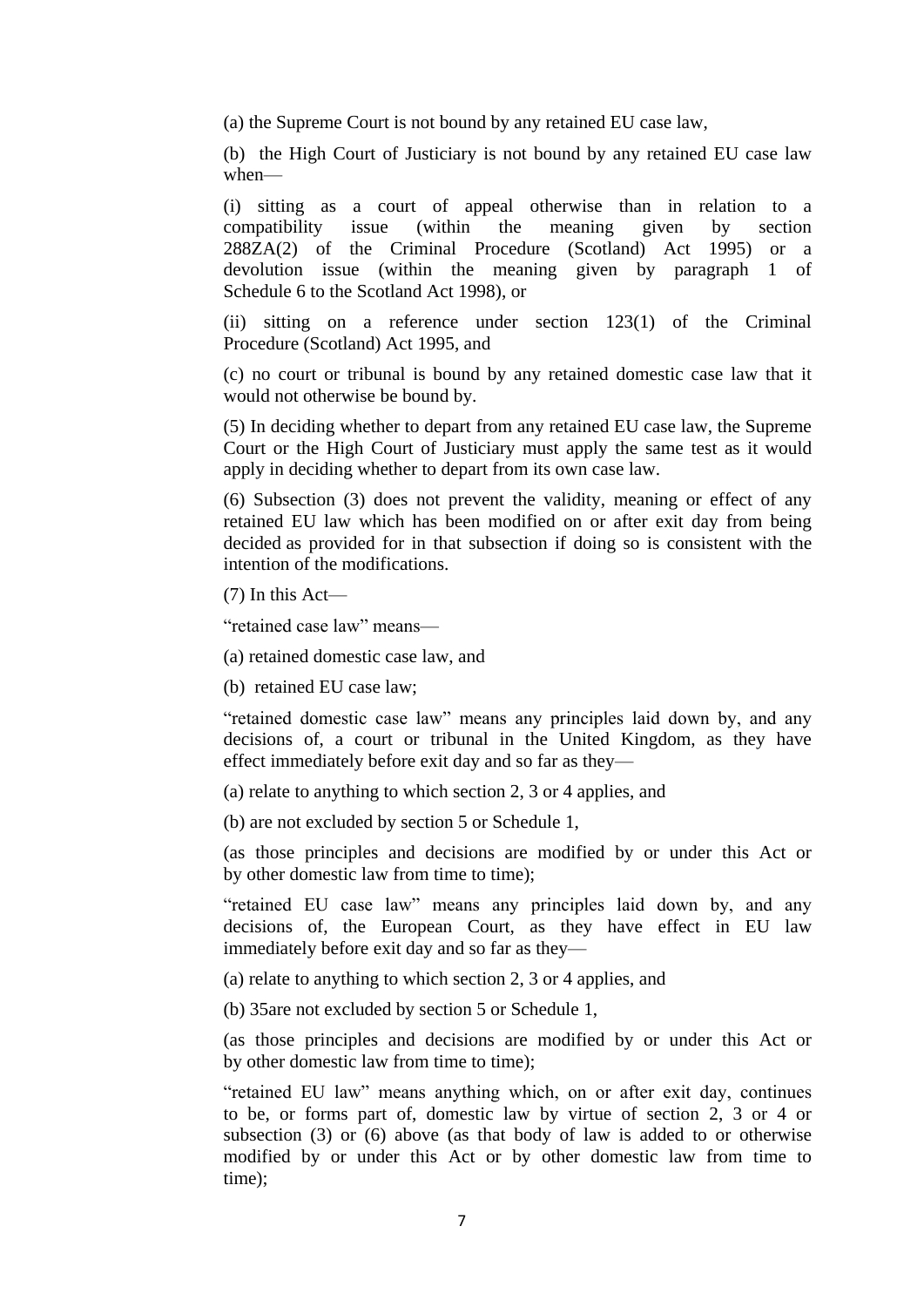(a) the Supreme Court is not bound by any retained EU case law,

(b) the High Court of Justiciary is not bound by any retained EU case law when—

(i) sitting as a court of appeal otherwise than in relation to a compatibility issue (within the meaning given by section 288ZA(2) of the Criminal Procedure (Scotland) Act 1995) or a devolution issue (within the meaning given by paragraph 1 of Schedule 6 to the Scotland Act 1998), or

(ii) sitting on a reference under section 123(1) of the Criminal Procedure (Scotland) Act 1995, and

(c) no court or tribunal is bound by any retained domestic case law that it would not otherwise be bound by.

(5) In deciding whether to depart from any retained EU case law, the Supreme Court or the High Court of Justiciary must apply the same test as it would apply in deciding whether to depart from its own case law.

(6) Subsection (3) does not prevent the validity, meaning or effect of any retained EU law which has been modified on or after exit day from being decided as provided for in that subsection if doing so is consistent with the intention of the modifications.

(7) In this Act—

"retained case law" means—

(a) retained domestic case law, and

(b) retained EU case law;

"retained domestic case law" means any principles laid down by, and any decisions of, a court or tribunal in the United Kingdom, as they have effect immediately before exit day and so far as they—

(a) relate to anything to which section 2, 3 or 4 applies, and

(b) are not excluded by section 5 or Schedule 1,

(as those principles and decisions are modified by or under this Act or by other domestic law from time to time);

"retained EU case law" means any principles laid down by, and any decisions of, the European Court, as they have effect in EU law immediately before exit day and so far as they—

(a) relate to anything to which section 2, 3 or 4 applies, and

(b) 35are not excluded by section 5 or Schedule 1,

(as those principles and decisions are modified by or under this Act or by other domestic law from time to time);

"retained EU law" means anything which, on or after exit day, continues to be, or forms part of, domestic law by virtue of section 2, 3 or 4 or subsection (3) or (6) above (as that body of law is added to or otherwise modified by or under this Act or by other domestic law from time to time);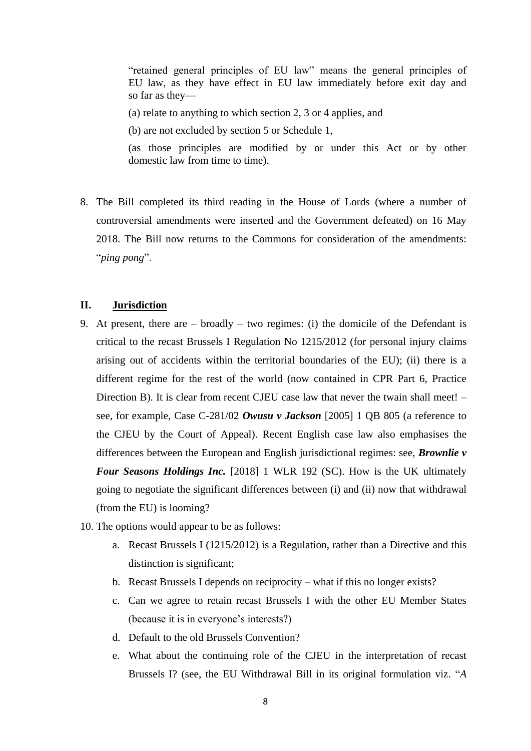> "retained general principles of EU law" means the general principles of EU law, as they have effect in EU law immediately before exit day and so far as they—
>
> (a) relate to anything to which section 2, 3 or 4 applies, and
>
> (b) are not excluded by section 5 or Schedule 1,
>
> (as those principles are modified by or under this Act or by other domestic law from time to time).

8. The Bill completed its third reading in the House of Lords (where a number of controversial amendments were inserted and the Government defeated) on 16 May 2018. The Bill now returns to the Commons for consideration of the amendments: "*ping pong*".

## II. Jurisdiction

9. At present, there are – broadly – two regimes: (i) the domicile of the Defendant is critical to the recast Brussels I Regulation No 1215/2012 (for personal injury claims arising out of accidents within the territorial boundaries of the EU); (ii) there is a different regime for the rest of the world (now contained in CPR Part 6, Practice Direction B). It is clear from recent CJEU case law that never the twain shall meet! – see, for example, Case C-281/02 ***Owusu v Jackson*** [2005] 1 QB 805 (a reference to the CJEU by the Court of Appeal). Recent English case law also emphasises the differences between the European and English jurisdictional regimes: see, ***Brownlie v Four Seasons Holdings Inc.*** [2018] 1 WLR 192 (SC). How is the UK ultimately going to negotiate the significant differences between (i) and (ii) now that withdrawal (from the EU) is looming?

10. The options would appear to be as follows:
    a. Recast Brussels I (1215/2012) is a Regulation, rather than a Directive and this distinction is significant;
    b. Recast Brussels I depends on reciprocity – what if this no longer exists?
    c. Can we agree to retain recast Brussels I with the other EU Member States (because it is in everyone's interests?)
    d. Default to the old Brussels Convention?
    e. What about the continuing role of the CJEU in the interpretation of recast Brussels I? (see, the EU Withdrawal Bill in its original formulation viz. "*A*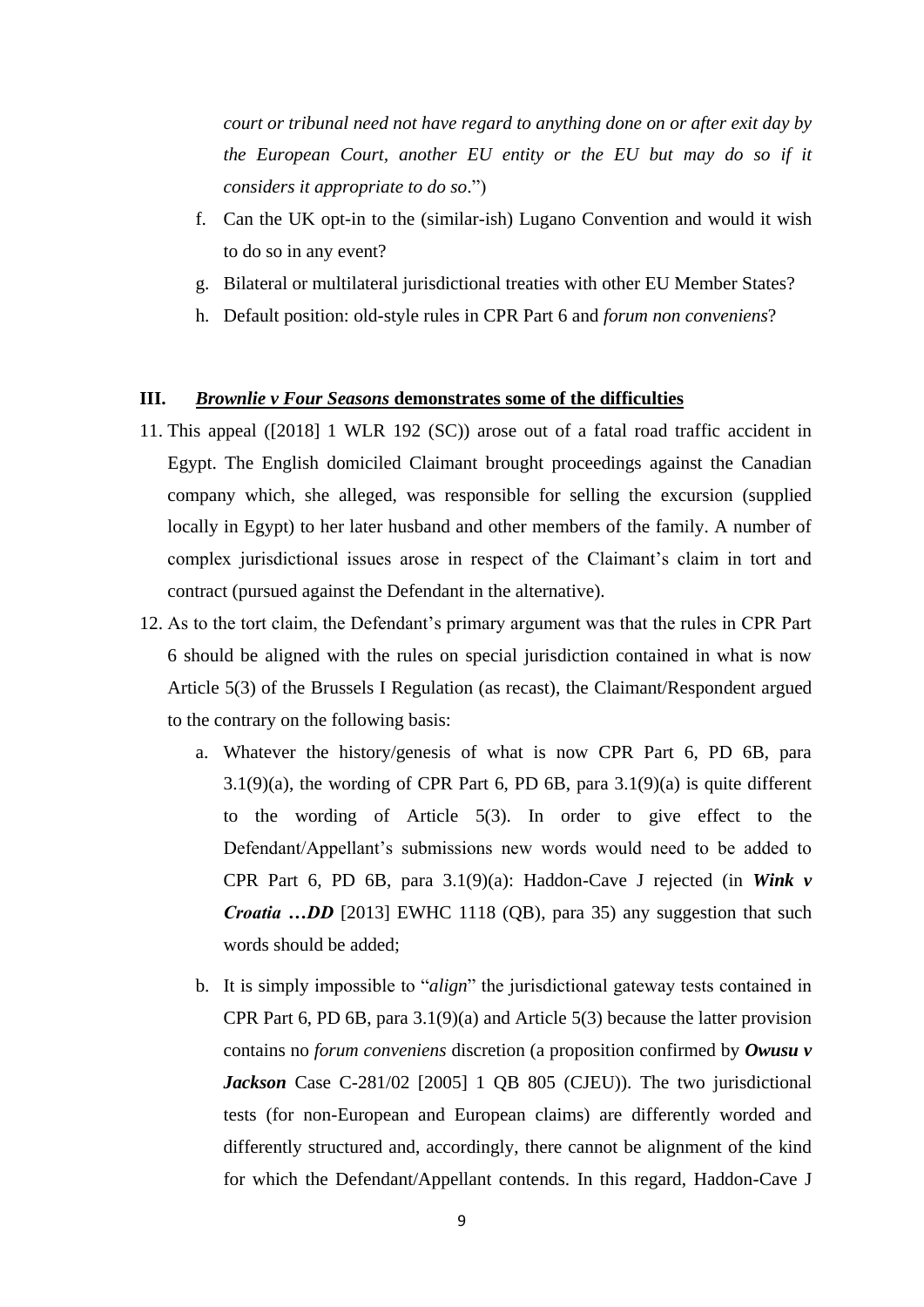*court or tribunal need not have regard to anything done on or after exit day by the European Court, another EU entity or the EU but may do so if it considers it appropriate to do so*.")

f. Can the UK opt-in to the (similar-ish) Lugano Convention and would it wish to do so in any event?
g. Bilateral or multilateral jurisdictional treaties with other EU Member States?
h. Default position: old-style rules in CPR Part 6 and *forum non conveniens*?

## III. ***Brownlie v Four Seasons* demonstrates some of the difficulties**

11. This appeal ([2018] 1 WLR 192 (SC)) arose out of a fatal road traffic accident in Egypt. The English domiciled Claimant brought proceedings against the Canadian company which, she alleged, was responsible for selling the excursion (supplied locally in Egypt) to her later husband and other members of the family. A number of complex jurisdictional issues arose in respect of the Claimant's claim in tort and contract (pursued against the Defendant in the alternative).

12. As to the tort claim, the Defendant's primary argument was that the rules in CPR Part 6 should be aligned with the rules on special jurisdiction contained in what is now Article 5(3) of the Brussels I Regulation (as recast), the Claimant/Respondent argued to the contrary on the following basis:

    a. Whatever the history/genesis of what is now CPR Part 6, PD 6B, para 3.1(9)(a), the wording of CPR Part 6, PD 6B, para 3.1(9)(a) is quite different to the wording of Article 5(3). In order to give effect to the Defendant/Appellant's submissions new words would need to be added to CPR Part 6, PD 6B, para 3.1(9)(a): Haddon-Cave J rejected (in ***Wink v Croatia …DD*** [2013] EWHC 1118 (QB), para 35) any suggestion that such words should be added;

    b. It is simply impossible to "*align*" the jurisdictional gateway tests contained in CPR Part 6, PD 6B, para 3.1(9)(a) and Article 5(3) because the latter provision contains no *forum conveniens* discretion (a proposition confirmed by ***Owusu v Jackson*** Case C-281/02 [2005] 1 QB 805 (CJEU)). The two jurisdictional tests (for non-European and European claims) are differently worded and differently structured and, accordingly, there cannot be alignment of the kind for which the Defendant/Appellant contends. In this regard, Haddon-Cave J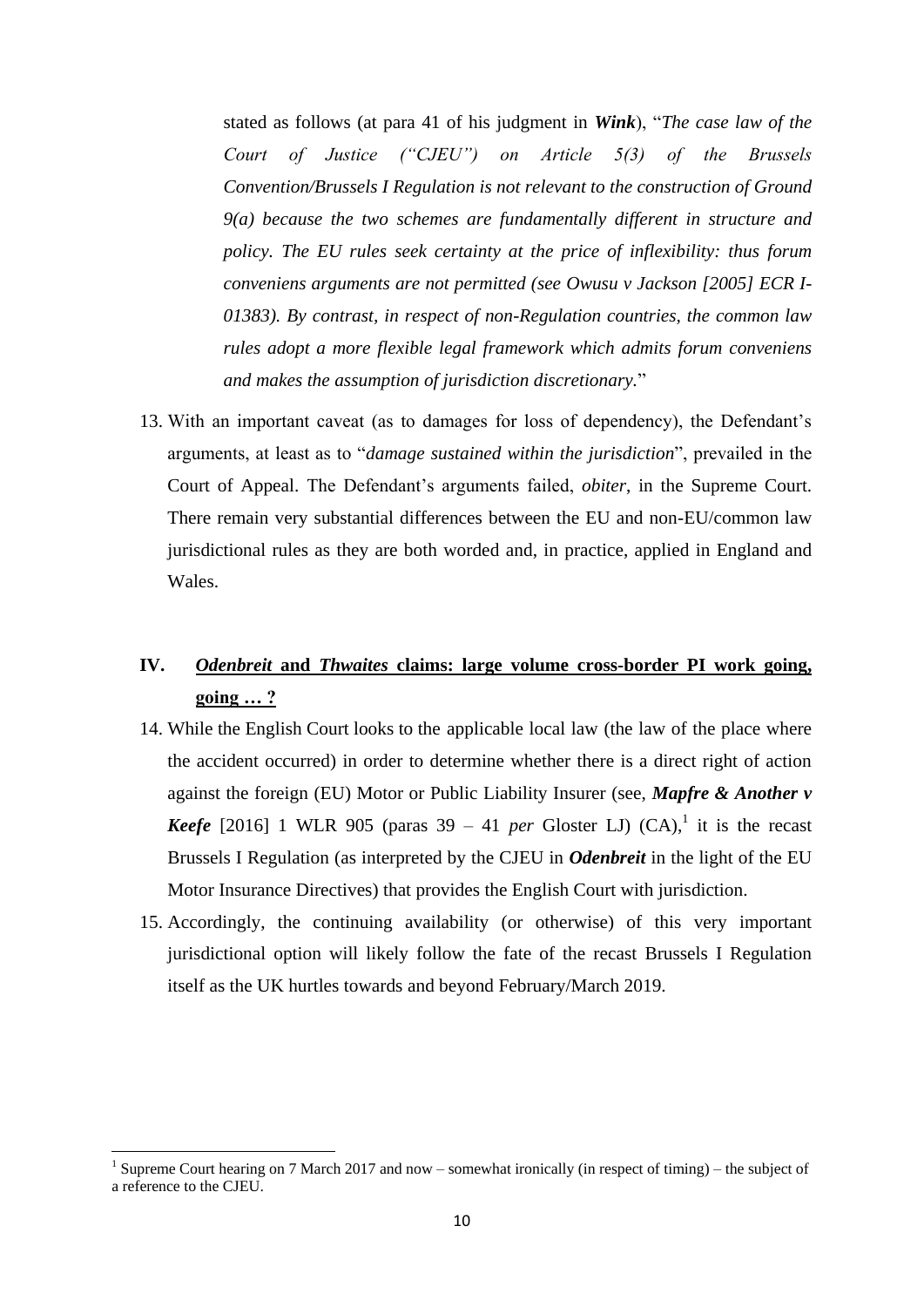stated as follows (at para 41 of his judgment in ***Wink***), "*The case law of the Court of Justice ("CJEU") on Article 5(3) of the Brussels Convention/Brussels I Regulation is not relevant to the construction of Ground 9(a) because the two schemes are fundamentally different in structure and policy. The EU rules seek certainty at the price of inflexibility: thus forum conveniens arguments are not permitted (see Owusu v Jackson [2005] ECR I-01383). By contrast, in respect of non-Regulation countries, the common law rules adopt a more flexible legal framework which admits forum conveniens and makes the assumption of jurisdiction discretionary.*"

13. With an important caveat (as to damages for loss of dependency), the Defendant's arguments, at least as to "*damage sustained within the jurisdiction*", prevailed in the Court of Appeal. The Defendant's arguments failed, *obiter*, in the Supreme Court. There remain very substantial differences between the EU and non-EU/common law jurisdictional rules as they are both worded and, in practice, applied in England and Wales.

## IV. ***Odenbreit* and *Thwaites* claims: large volume cross-border PI work going, going … ?**

14. While the English Court looks to the applicable local law (the law of the place where the accident occurred) in order to determine whether there is a direct right of action against the foreign (EU) Motor or Public Liability Insurer (see, ***Mapfre & Another v Keefe*** [2016] 1 WLR 905 (paras 39 – 41 *per* Gloster LJ) (CA),[1] it is the recast Brussels I Regulation (as interpreted by the CJEU in ***Odenbreit*** in the light of the EU Motor Insurance Directives) that provides the English Court with jurisdiction.

15. Accordingly, the continuing availability (or otherwise) of this very important jurisdictional option will likely follow the fate of the recast Brussels I Regulation itself as the UK hurtles towards and beyond February/March 2019.

---

[1] Supreme Court hearing on 7 March 2017 and now – somewhat ironically (in respect of timing) – the subject of a reference to the CJEU.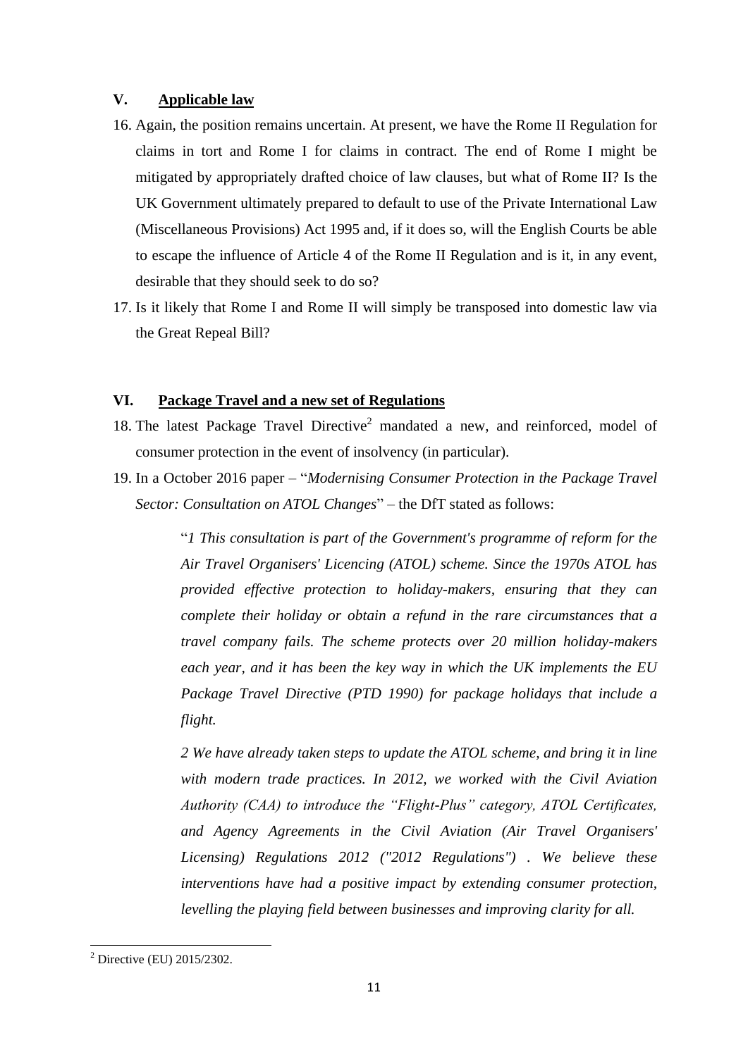## V. Applicable law

16. Again, the position remains uncertain. At present, we have the Rome II Regulation for claims in tort and Rome I for claims in contract. The end of Rome I might be mitigated by appropriately drafted choice of law clauses, but what of Rome II? Is the UK Government ultimately prepared to default to use of the Private International Law (Miscellaneous Provisions) Act 1995 and, if it does so, will the English Courts be able to escape the influence of Article 4 of the Rome II Regulation and is it, in any event, desirable that they should seek to do so?

17. Is it likely that Rome I and Rome II will simply be transposed into domestic law via the Great Repeal Bill?

## VI. Package Travel and a new set of Regulations

18. The latest Package Travel Directive[2] mandated a new, and reinforced, model of consumer protection in the event of insolvency (in particular).

19. In a October 2016 paper – "*Modernising Consumer Protection in the Package Travel Sector: Consultation on ATOL Changes*" – the DfT stated as follows:

> "*1 This consultation is part of the Government's programme of reform for the Air Travel Organisers' Licencing (ATOL) scheme. Since the 1970s ATOL has provided effective protection to holiday-makers, ensuring that they can complete their holiday or obtain a refund in the rare circumstances that a travel company fails. The scheme protects over 20 million holiday-makers each year, and it has been the key way in which the UK implements the EU Package Travel Directive (PTD 1990) for package holidays that include a flight.*
>
> *2 We have already taken steps to update the ATOL scheme, and bring it in line with modern trade practices. In 2012, we worked with the Civil Aviation Authority (CAA) to introduce the "Flight-Plus" category, ATOL Certificates, and Agency Agreements in the Civil Aviation (Air Travel Organisers' Licensing) Regulations 2012 ("2012 Regulations") . We believe these interventions have had a positive impact by extending consumer protection, levelling the playing field between businesses and improving clarity for all.*

[2] Directive (EU) 2015/2302.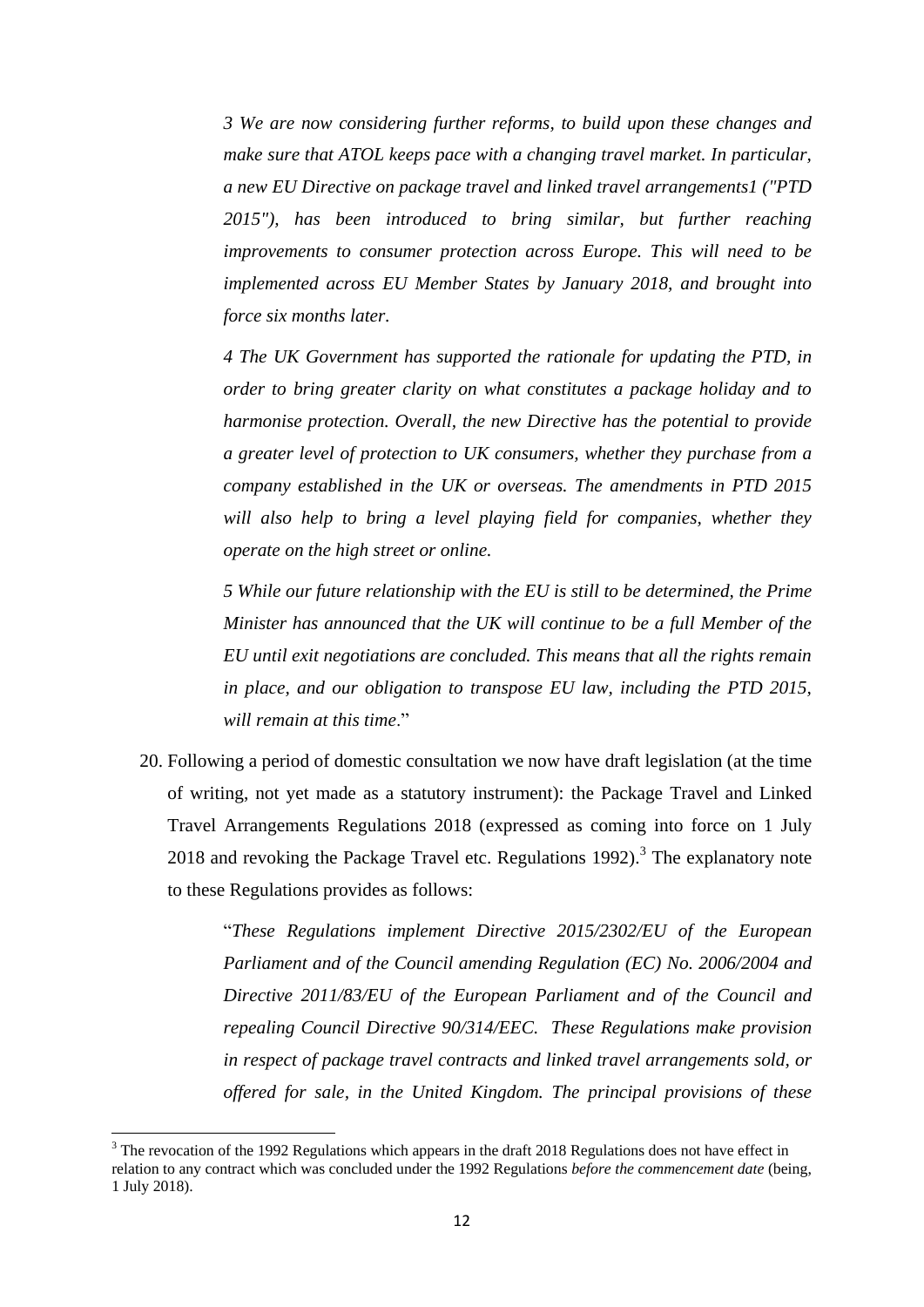*3 We are now considering further reforms, to build upon these changes and make sure that ATOL keeps pace with a changing travel market. In particular, a new EU Directive on package travel and linked travel arrangements1 ("PTD 2015"), has been introduced to bring similar, but further reaching improvements to consumer protection across Europe. This will need to be implemented across EU Member States by January 2018, and brought into force six months later.*

*4 The UK Government has supported the rationale for updating the PTD, in order to bring greater clarity on what constitutes a package holiday and to harmonise protection. Overall, the new Directive has the potential to provide a greater level of protection to UK consumers, whether they purchase from a company established in the UK or overseas. The amendments in PTD 2015 will also help to bring a level playing field for companies, whether they operate on the high street or online.*

*5 While our future relationship with the EU is still to be determined, the Prime Minister has announced that the UK will continue to be a full Member of the EU until exit negotiations are concluded. This means that all the rights remain in place, and our obligation to transpose EU law, including the PTD 2015, will remain at this time*."

20. Following a period of domestic consultation we now have draft legislation (at the time of writing, not yet made as a statutory instrument): the Package Travel and Linked Travel Arrangements Regulations 2018 (expressed as coming into force on 1 July 2018 and revoking the Package Travel etc. Regulations 1992).[3] The explanatory note to these Regulations provides as follows:

 "*These Regulations implement Directive 2015/2302/EU of the European Parliament and of the Council amending Regulation (EC) No. 2006/2004 and Directive 2011/83/EU of the European Parliament and of the Council and repealing Council Directive 90/314/EEC. These Regulations make provision in respect of package travel contracts and linked travel arrangements sold, or offered for sale, in the United Kingdom. The principal provisions of these*

---

[3] The revocation of the 1992 Regulations which appears in the draft 2018 Regulations does not have effect in relation to any contract which was concluded under the 1992 Regulations *before the commencement date* (being, 1 July 2018).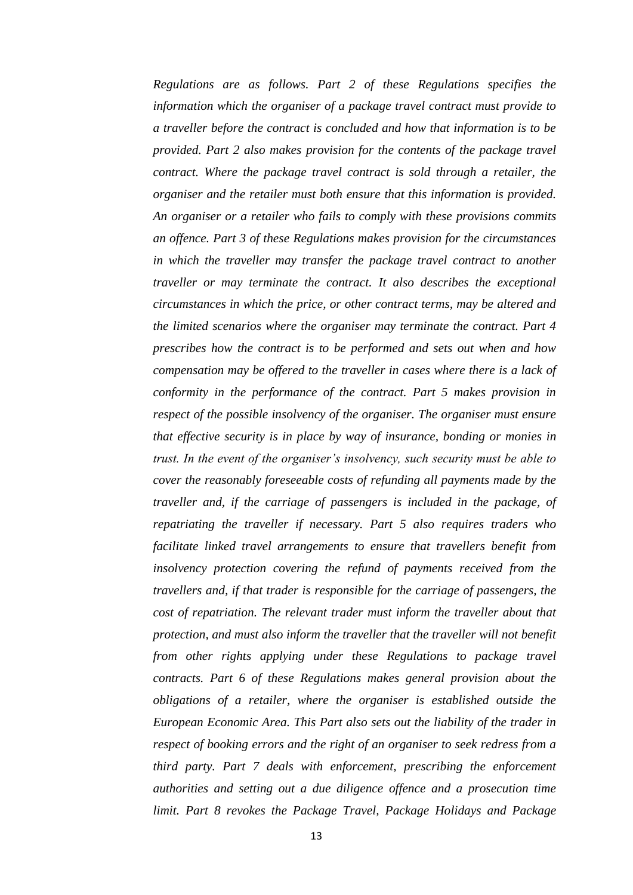*Regulations are as follows. Part 2 of these Regulations specifies the information which the organiser of a package travel contract must provide to a traveller before the contract is concluded and how that information is to be provided. Part 2 also makes provision for the contents of the package travel contract. Where the package travel contract is sold through a retailer, the organiser and the retailer must both ensure that this information is provided. An organiser or a retailer who fails to comply with these provisions commits an offence. Part 3 of these Regulations makes provision for the circumstances in which the traveller may transfer the package travel contract to another traveller or may terminate the contract. It also describes the exceptional circumstances in which the price, or other contract terms, may be altered and the limited scenarios where the organiser may terminate the contract. Part 4 prescribes how the contract is to be performed and sets out when and how compensation may be offered to the traveller in cases where there is a lack of conformity in the performance of the contract. Part 5 makes provision in respect of the possible insolvency of the organiser. The organiser must ensure that effective security is in place by way of insurance, bonding or monies in trust. In the event of the organiser's insolvency, such security must be able to cover the reasonably foreseeable costs of refunding all payments made by the traveller and, if the carriage of passengers is included in the package, of repatriating the traveller if necessary. Part 5 also requires traders who facilitate linked travel arrangements to ensure that travellers benefit from insolvency protection covering the refund of payments received from the travellers and, if that trader is responsible for the carriage of passengers, the cost of repatriation. The relevant trader must inform the traveller about that protection, and must also inform the traveller that the traveller will not benefit from other rights applying under these Regulations to package travel contracts. Part 6 of these Regulations makes general provision about the obligations of a retailer, where the organiser is established outside the European Economic Area. This Part also sets out the liability of the trader in respect of booking errors and the right of an organiser to seek redress from a third party. Part 7 deals with enforcement, prescribing the enforcement authorities and setting out a due diligence offence and a prosecution time limit. Part 8 revokes the Package Travel, Package Holidays and Package*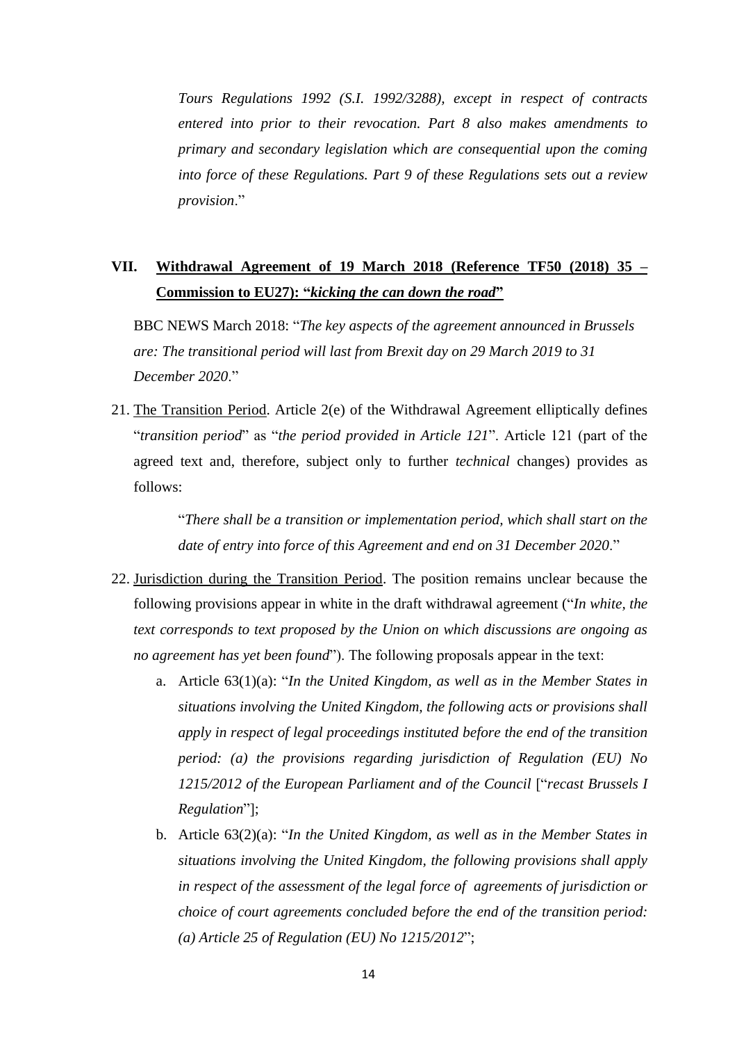*Tours Regulations 1992 (S.I. 1992/3288), except in respect of contracts entered into prior to their revocation. Part 8 also makes amendments to primary and secondary legislation which are consequential upon the coming into force of these Regulations. Part 9 of these Regulations sets out a review provision*."

## VII. <u>Withdrawal Agreement of 19 March 2018 (Reference TF50 (2018) 35 – Commission to EU27): "*kicking the can down the road*"</u>

BBC NEWS March 2018: "*The key aspects of the agreement announced in Brussels are: The transitional period will last from Brexit day on 29 March 2019 to 31 December 2020*."

21. <u>The Transition Period</u>. Article 2(e) of the Withdrawal Agreement elliptically defines "*transition period*" as "*the period provided in Article 121*". Article 121 (part of the agreed text and, therefore, subject only to further *technical* changes) provides as follows:

    "*There shall be a transition or implementation period, which shall start on the date of entry into force of this Agreement and end on 31 December 2020*."

22. <u>Jurisdiction during the Transition Period</u>. The position remains unclear because the following provisions appear in white in the draft withdrawal agreement ("*In white, the text corresponds to text proposed by the Union on which discussions are ongoing as no agreement has yet been found*"). The following proposals appear in the text:

    a. Article 63(1)(a): "*In the United Kingdom, as well as in the Member States in situations involving the United Kingdom, the following acts or provisions shall apply in respect of legal proceedings instituted before the end of the transition period: (a) the provisions regarding jurisdiction of Regulation (EU) No 1215/2012 of the European Parliament and of the Council* ["*recast Brussels I Regulation*"];

    b. Article 63(2)(a): "*In the United Kingdom, as well as in the Member States in situations involving the United Kingdom, the following provisions shall apply in respect of the assessment of the legal force of agreements of jurisdiction or choice of court agreements concluded before the end of the transition period: (a) Article 25 of Regulation (EU) No 1215/2012*";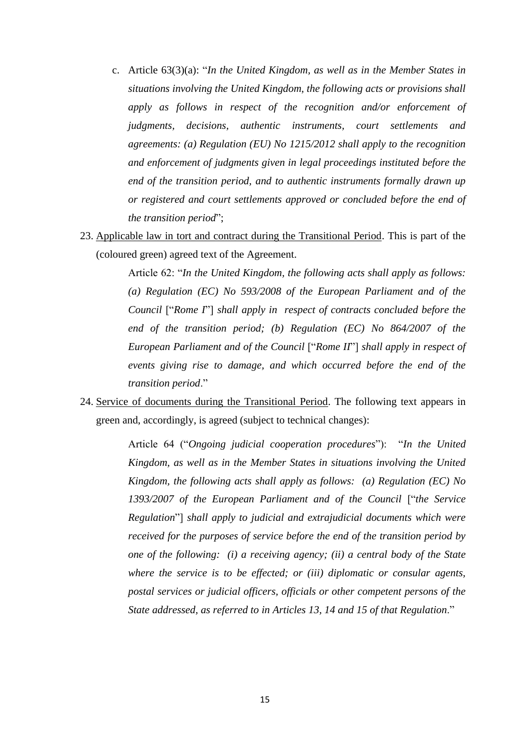c. Article 63(3)(a): "*In the United Kingdom, as well as in the Member States in situations involving the United Kingdom, the following acts or provisions shall apply as follows in respect of the recognition and/or enforcement of judgments, decisions, authentic instruments, court settlements and agreements: (a) Regulation (EU) No 1215/2012 shall apply to the recognition and enforcement of judgments given in legal proceedings instituted before the end of the transition period, and to authentic instruments formally drawn up or registered and court settlements approved or concluded before the end of the transition period*";

23. <u>Applicable law in tort and contract during the Transitional Period</u>. This is part of the (coloured green) agreed text of the Agreement.

    Article 62: "*In the United Kingdom, the following acts shall apply as follows: (a) Regulation (EC) No 593/2008 of the European Parliament and of the Council* ["*Rome I*"] *shall apply in respect of contracts concluded before the end of the transition period; (b) Regulation (EC) No 864/2007 of the European Parliament and of the Council* ["*Rome II*"] *shall apply in respect of events giving rise to damage, and which occurred before the end of the transition period*."

24. <u>Service of documents during the Transitional Period</u>. The following text appears in green and, accordingly, is agreed (subject to technical changes):

    Article 64 ("*Ongoing judicial cooperation procedures*"): "*In the United Kingdom, as well as in the Member States in situations involving the United Kingdom, the following acts shall apply as follows: (a) Regulation (EC) No 1393/2007 of the European Parliament and of the Council* ["*the Service Regulation*"] *shall apply to judicial and extrajudicial documents which were received for the purposes of service before the end of the transition period by one of the following: (i) a receiving agency; (ii) a central body of the State where the service is to be effected; or (iii) diplomatic or consular agents, postal services or judicial officers, officials or other competent persons of the State addressed, as referred to in Articles 13, 14 and 15 of that Regulation*."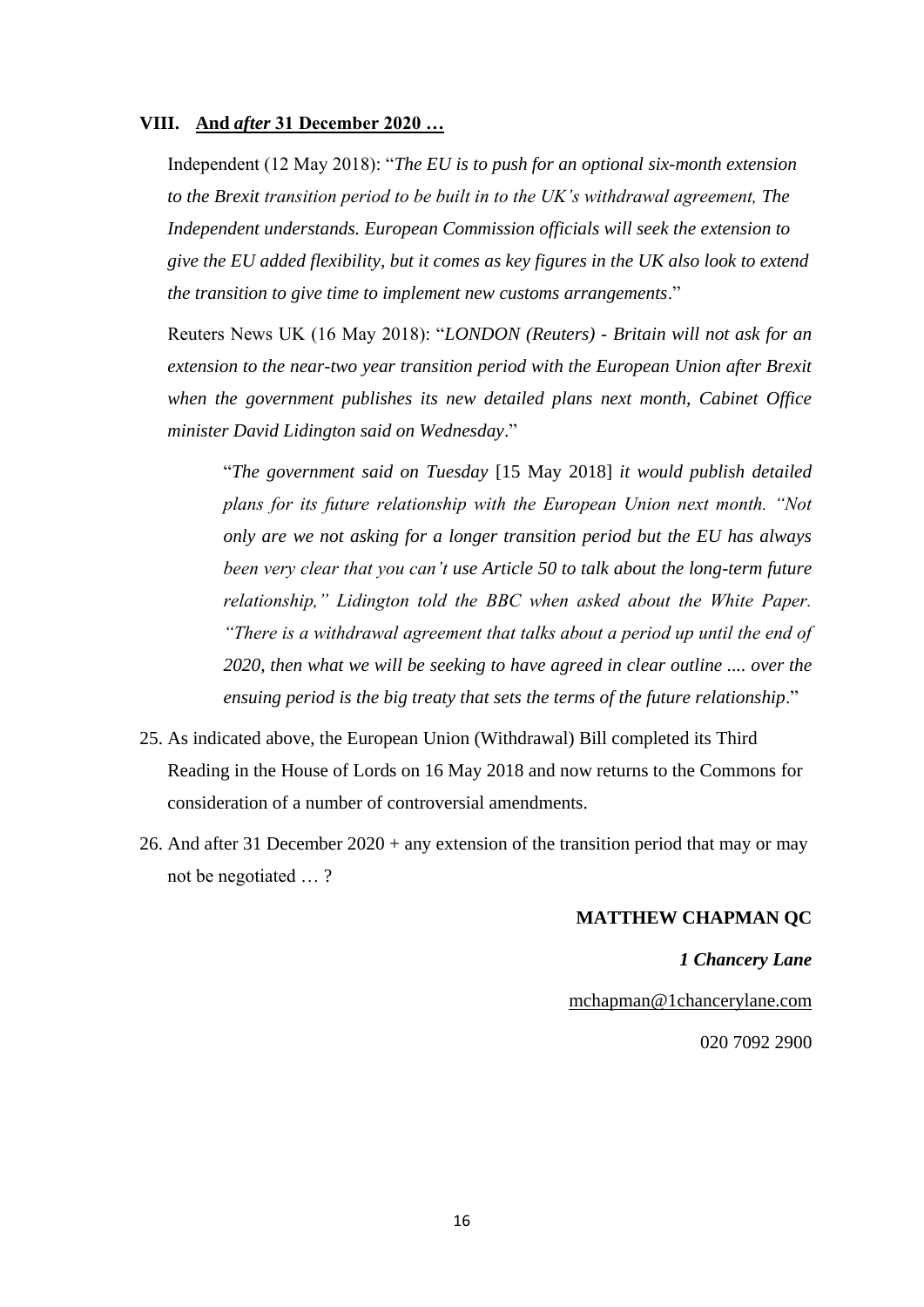## VIII. And *after* 31 December 2020 …

Independent (12 May 2018): "*The EU is to push for an optional six-month extension to the Brexit transition period to be built in to the UK's withdrawal agreement, The Independent understands. European Commission officials will seek the extension to give the EU added flexibility, but it comes as key figures in the UK also look to extend the transition to give time to implement new customs arrangements*."

Reuters News UK (16 May 2018): "*LONDON (Reuters) - Britain will not ask for an extension to the near-two year transition period with the European Union after Brexit when the government publishes its new detailed plans next month, Cabinet Office minister David Lidington said on Wednesday*."

> "*The government said on Tuesday* [15 May 2018] *it would publish detailed plans for its future relationship with the European Union next month. "Not only are we not asking for a longer transition period but the EU has always been very clear that you can't use Article 50 to talk about the long-term future relationship," Lidington told the BBC when asked about the White Paper. "There is a withdrawal agreement that talks about a period up until the end of 2020, then what we will be seeking to have agreed in clear outline .... over the ensuing period is the big treaty that sets the terms of the future relationship*."

25. As indicated above, the European Union (Withdrawal) Bill completed its Third Reading in the House of Lords on 16 May 2018 and now returns to the Commons for consideration of a number of controversial amendments.

26. And after 31 December 2020 + any extension of the transition period that may or may not be negotiated … ?

**MATTHEW CHAPMAN QC**

***1 Chancery Lane***

mchapman@1chancerylane.com

020 7092 2900